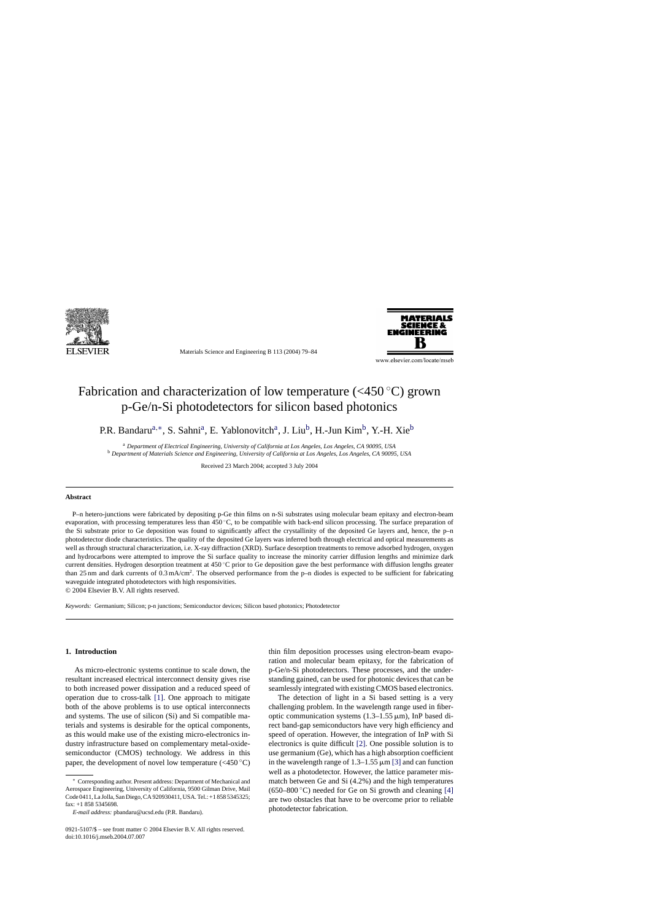# Fabrication and characterization of low temperature (<450 °C) grown p-Ge/n-Si photodetectors for silicon based photonics

P.R. Bandaru[a,*], S. Sahni[a], E. Yablonovitch[a], J. Liu[b], H.-Jun Kim[b], Y.-H. Xie[b]

[a] *Department of Electrical Engineering, University of California at Los Angeles, Los Angeles, CA 90095, USA*
[b] *Department of Materials Science and Engineering, University of California at Los Angeles, Los Angeles, CA 90095, USA*

Received 23 March 2004; accepted 3 July 2004

## Abstract

P–n hetero-junctions were fabricated by depositing p-Ge thin films on n-Si substrates using molecular beam epitaxy and electron-beam evaporation, with processing temperatures less than 450 °C, to be compatible with back-end silicon processing. The surface preparation of the Si substrate prior to Ge deposition was found to significantly affect the crystallinity of the deposited Ge layers and, hence, the p–n photodetector diode characteristics. The quality of the deposited Ge layers was inferred both through electrical and optical measurements as well as through structural characterization, i.e. X-ray diffraction (XRD). Surface desorption treatments to remove adsorbed hydrogen, oxygen and hydrocarbons were attempted to improve the Si surface quality to increase the minority carrier diffusion lengths and minimize dark current densities. Hydrogen desorption treatment at 450 °C prior to Ge deposition gave the best performance with diffusion lengths greater than 25 nm and dark currents of 0.3 mA/cm$^2$. The observed performance from the p–n diodes is expected to be sufficient for fabricating waveguide integrated photodetectors with high responsivities.

© 2004 Elsevier B.V. All rights reserved.

*Keywords:* Germanium; Silicon; p-n junctions; Semiconductor devices; Silicon based photonics; Photodetector

## 1. Introduction

As micro-electronic systems continue to scale down, the resultant increased electrical interconnect density gives rise to both increased power dissipation and a reduced speed of operation due to cross-talk [1]. One approach to mitigate both of the above problems is to use optical interconnects and systems. The use of silicon (Si) and Si compatible materials and systems is desirable for the optical components, as this would make use of the existing micro-electronics industry infrastructure based on complementary metal-oxide-semiconductor (CMOS) technology. We address in this paper, the development of novel low temperature (<450 °C) thin film deposition processes using electron-beam evaporation and molecular beam epitaxy, for the fabrication of p-Ge/n-Si photodetectors. These processes, and the understanding gained, can be used for photonic devices that can be seamlessly integrated with existing CMOS based electronics.

The detection of light in a Si based setting is a very challenging problem. In the wavelength range used in fiber-optic communication systems (1.3–1.55 μm), InP based direct band-gap semiconductors have very high efficiency and speed of operation. However, the integration of InP with Si electronics is quite difficult [2]. One possible solution is to use germanium (Ge), which has a high absorption coefficient in the wavelength range of 1.3–1.55 μm [3] and can function well as a photodetector. However, the lattice parameter mismatch between Ge and Si (4.2%) and the high temperatures (650–800 °C) needed for Ge on Si growth and cleaning [4] are two obstacles that have to be overcome prior to reliable photodetector fabrication.

* Corresponding author. Present address: Department of Mechanical and Aerospace Engineering, University of California, 9500 Gilman Drive, Mail Code 0411, La Jolla, San Diego, CA 920930411, USA. Tel.: +1 858 5345325; fax: +1 858 5345698.

*E-mail address:* pbandaru@ucsd.edu (P.R. Bandaru).

0921-5107/$ – see front matter © 2004 Elsevier B.V. All rights reserved.
doi:10.1016/j.mseb.2004.07.007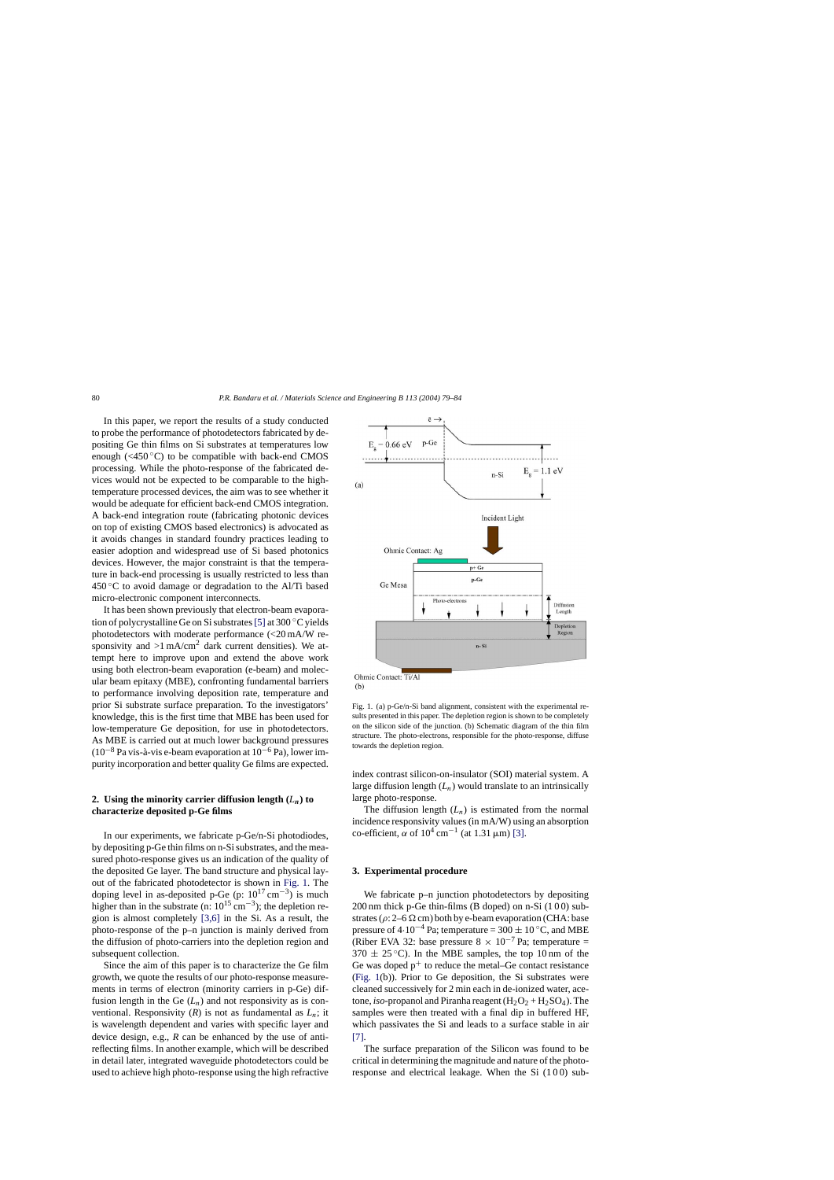In this paper, we report the results of a study conducted to probe the performance of photodetectors fabricated by depositing Ge thin films on Si substrates at temperatures low enough (<450 °C) to be compatible with back-end CMOS processing. While the photo-response of the fabricated devices would not be expected to be comparable to the high-temperature processed devices, the aim was to see whether it would be adequate for efficient back-end CMOS integration. A back-end integration route (fabricating photonic devices on top of existing CMOS based electronics) is advocated as it avoids changes in standard foundry practices leading to easier adoption and widespread use of Si based photonics devices. However, the major constraint is that the temperature in back-end processing is usually restricted to less than 450 °C to avoid damage or degradation to the Al/Ti based micro-electronic component interconnects.

It has been shown previously that electron-beam evaporation of polycrystalline Ge on Si substrates [5] at 300 °C yields photodetectors with moderate performance (<20 mA/W responsivity and >1 mA/cm$^2$ dark current densities). We attempt here to improve upon and extend the above work using both electron-beam evaporation (e-beam) and molecular beam epitaxy (MBE), confronting fundamental barriers to performance involving deposition rate, temperature and prior Si substrate surface preparation. To the investigators' knowledge, this is the first time that MBE has been used for low-temperature Ge deposition, for use in photodetectors. As MBE is carried out at much lower background pressures ($10^{-8}$ Pa vis-à-vis e-beam evaporation at $10^{-6}$ Pa), lower impurity incorporation and better quality Ge films are expected.

## 2. Using the minority carrier diffusion length ($L_n$) to characterize deposited p-Ge films

In our experiments, we fabricate p-Ge/n-Si photodiodes, by depositing p-Ge thin films on n-Si substrates, and the measured photo-response gives us an indication of the quality of the deposited Ge layer. The band structure and physical layout of the fabricated photodetector is shown in Fig. 1. The doping level in as-deposited p-Ge (p: $10^{17}$ cm$^{-3}$) is much higher than in the substrate (n: $10^{15}$ cm$^{-3}$); the depletion region is almost completely [3,6] in the Si. As a result, the photo-response of the p–n junction is mainly derived from the diffusion of photo-carriers into the depletion region and subsequent collection.

Since the aim of this paper is to characterize the Ge film growth, we quote the results of our photo-response measurements in terms of electron (minority carriers in p-Ge) diffusion length in the Ge ($L_n$) and not responsivity as is conventional. Responsivity ($R$) is not as fundamental as $L_n$; it is wavelength dependent and varies with specific layer and device design, e.g., $R$ can be enhanced by the use of anti-reflecting films. In another example, which will be described in detail later, integrated waveguide photodetectors could be used to achieve high photo-response using the high refractive index contrast silicon-on-insulator (SOI) material system. A large diffusion length ($L_n$) would translate to an intrinsically large photo-response.

The diffusion length ($L_n$) is estimated from the normal incidence responsivity values (in mA/W) using an absorption co-efficient, $\alpha$ of $10^4$ cm$^{-1}$ (at 1.31 μm) [3].

Fig. 1. (a) p-Ge/n-Si band alignment, consistent with the experimental results presented in this paper. The depletion region is shown to be completely on the silicon side of the junction. (b) Schematic diagram of the thin film structure. The photo-electrons, responsible for the photo-response, diffuse towards the depletion region.

## 3. Experimental procedure

We fabricate p–n junction photodetectors by depositing 200 nm thick p-Ge thin-films (B doped) on n-Si (1 0 0) substrates ($\rho$: 2–6 Ω cm) both by e-beam evaporation (CHA: base pressure of $4 \cdot 10^{-4}$ Pa; temperature = 300 ± 10 °C, and MBE (Riber EVA 32: base pressure $8 \times 10^{-7}$ Pa; temperature = 370 ± 25 °C). In the MBE samples, the top 10 nm of the Ge was doped p$^+$ to reduce the metal–Ge contact resistance (Fig. 1(b)). Prior to Ge deposition, the Si substrates were cleaned successively for 2 min each in de-ionized water, acetone, *iso*-propanol and Piranha reagent ($H_2O_2 + H_2SO_4$). The samples were then treated with a final dip in buffered HF, which passivates the Si and leads to a surface stable in air [7].

The surface preparation of the Silicon was found to be critical in determining the magnitude and nature of the photo-response and electrical leakage. When the Si (1 0 0) sub-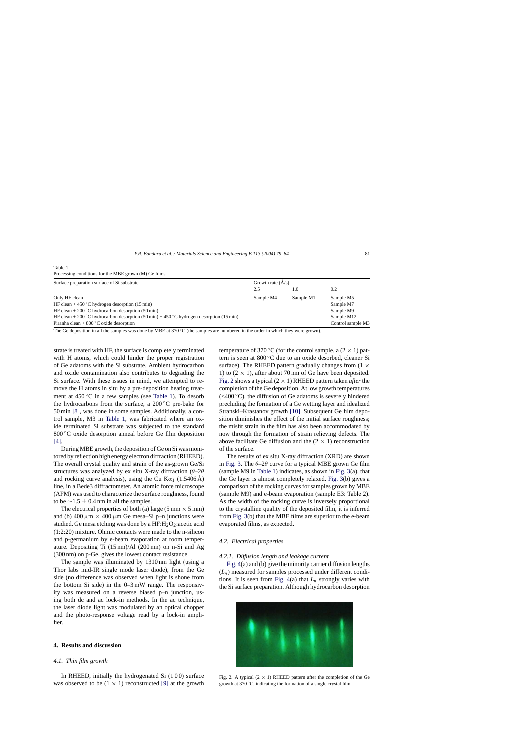Table 1
Processing conditions for the MBE grown (M) Ge films

| Surface preparation surface of Si substrate | Growth rate (Å/s) | | |
|---|---|---|---|
| | 2.5 | 1.0 | 0.2 |
| Only HF clean | Sample M4 | Sample M1 | Sample M5 |
| HF clean + 450 °C hydrogen desorption (15 min) | | | Sample M7 |
| HF clean + 200 °C hydrocarbon desorption (50 min) | | | Sample M9 |
| HF clean + 200 °C hydrocarbon desorption (50 min) + 450 °C hydrogen desorption (15 min) | | | Sample M12 |
| Piranha clean + 800 °C oxide desorption | | | Control sample M3 |

The Ge deposition in all the samples was done by MBE at 370 °C (the samples are numbered in the order in which they were grown).

strate is treated with HF, the surface is completely terminated with H atoms, which could hinder the proper registration of Ge adatoms with the Si substrate. Ambient hydrocarbon and oxide contamination also contributes to degrading the Si surface. With these issues in mind, we attempted to remove the H atoms in situ by a pre-deposition heating treatment at 450 °C in a few samples (see Table 1). To desorb the hydrocarbons from the surface, a 200 °C pre-bake for 50 min [8], was done in some samples. Additionally, a control sample, M3 in Table 1, was fabricated where an oxide terminated Si substrate was subjected to the standard 800 °C oxide desorption anneal before Ge film deposition [4].

During MBE growth, the deposition of Ge on Si was monitored by reflection high energy electron diffraction (RHEED). The overall crystal quality and strain of the as-grown Ge/Si structures was analyzed by ex situ X-ray diffraction ($\theta$–$2\theta$ and rocking curve analysis), using the Cu K$\alpha_1$ (1.5406 Å) line, in a Bede3 diffractometer. An atomic force microscope (AFM) was used to characterize the surface roughness, found to be $\sim$1.5 $\pm$ 0.4 nm in all the samples.

The electrical properties of both (a) large (5 mm $\times$ 5 mm) and (b) 400 μm $\times$ 400 μm Ge mesa–Si p–n junctions were studied. Ge mesa etching was done by a HF:$H_2O_2$:acetic acid (1:2:20) mixture. Ohmic contacts were made to the n-silicon and p-germanium by e-beam evaporation at room temperature. Depositing Ti (15 nm)/Al (200 nm) on n-Si and Ag (300 nm) on p-Ge, gives the lowest contact resistance.

The sample was illuminated by 1310 nm light (using a Thor labs mid-IR single mode laser diode), from the Ge side (no difference was observed when light is shone from the bottom Si side) in the 0–3 mW range. The responsivity was measured on a reverse biased p–n junction, using both dc and ac lock-in methods. In the ac technique, the laser diode light was modulated by an optical chopper and the photo-response voltage read by a lock-in amplifier.

## 4. Results and discussion

### 4.1. Thin film growth

In RHEED, initially the hydrogenated Si (1 0 0) surface was observed to be (1 $\times$ 1) reconstructed [9] at the growth temperature of 370 °C (for the control sample, a (2 $\times$ 1) pattern is seen at 800 °C due to an oxide desorbed, cleaner Si surface). The RHEED pattern gradually changes from (1 $\times$ 1) to (2 $\times$ 1), after about 70 nm of Ge have been deposited. Fig. 2 shows a typical (2 $\times$ 1) RHEED pattern taken *after* the completion of the Ge deposition. At low growth temperatures (<400 °C), the diffusion of Ge adatoms is severely hindered precluding the formation of a Ge wetting layer and idealized Stranski–Krastanov growth [10]. Subsequent Ge film deposition diminishes the effect of the initial surface roughness; the misfit strain in the film has also been accommodated by now through the formation of strain relieving defects. The above facilitate Ge diffusion and the (2 $\times$ 1) reconstruction of the surface.

The results of ex situ X-ray diffraction (XRD) are shown in Fig. 3. The $\theta$–$2\theta$ curve for a typical MBE grown Ge film (sample M9 in Table 1) indicates, as shown in Fig. 3(a), that the Ge layer is almost completely relaxed. Fig. 3(b) gives a comparison of the rocking curves for samples grown by MBE (sample M9) and e-beam evaporation (sample E3: Table 2). As the width of the rocking curve is inversely proportional to the crystalline quality of the deposited film, it is inferred from Fig. 3(b) that the MBE films are superior to the e-beam evaporated films, as expected.

### 4.2. Electrical properties

#### 4.2.1. Diffusion length and leakage current

Fig. 4(a) and (b) give the minority carrier diffusion lengths ($L_n$) measured for samples processed under different conditions. It is seen from Fig. 4(a) that $L_n$ strongly varies with the Si surface preparation. Although hydrocarbon desorption

Fig. 2. A typical (2 $\times$ 1) RHEED pattern after the completion of the Ge growth at 370 °C, indicating the formation of a single crystal film.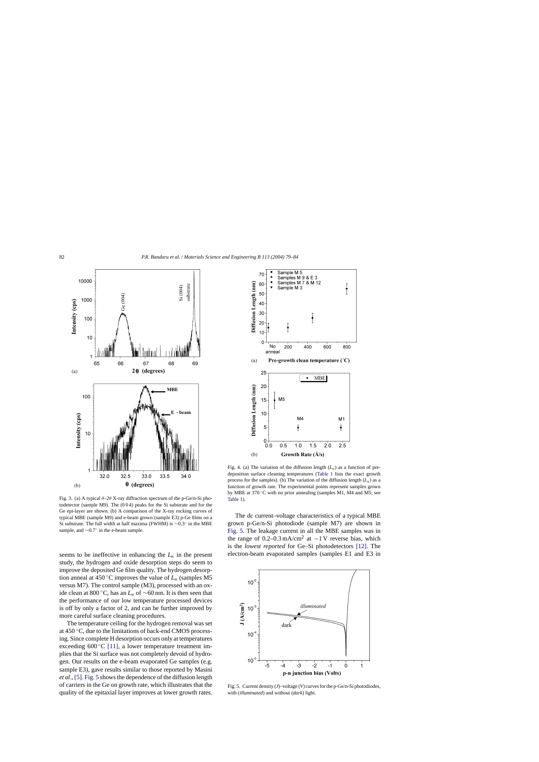Fig. 3. (a) A typical $\theta$–$2\theta$ X-ray diffraction spectrum of the p-Ge/n-Si photodetector (sample M9). The (0 0 4) peaks for the Si substrate and for the Ge epi-layer are shown. (b) A comparison of the X-ray rocking curves of typical MBE (sample M9) and e-beam grown (sample E3) p-Ge films on a Si substrate. The full width at half maxima (FWHM) is $\sim 0.3^{\circ}$ in the MBE sample, and $\sim 0.7^{\circ}$ in the e-beam sample.

seems to be ineffective in enhancing the $L_n$ in the present study, the hydrogen and oxide desorption steps do seem to improve the deposited Ge film quality. The hydrogen desorption anneal at 450 °C improves the value of $L_n$ (samples M5 versus M7). The control sample (M3), processed with an oxide clean at 800 °C, has an $L_n$ of ~60 nm. It is then seen that the performance of our low temperature processed devices is off by only a factor of 2, and can be further improved by more careful surface cleaning procedures.

The temperature ceiling for the hydrogen removal was set at 450 °C, due to the limitations of back-end CMOS processing. Since complete H desorption occurs only at temperatures exceeding 600 °C [11], a lower temperature treatment implies that the Si surface was not completely devoid of hydrogen. Our results on the e-beam evaporated Ge samples (e.g. sample E3), gave results similar to those reported by Masini *et al.*, [5]. Fig. 5 shows the dependence of the diffusion length of carriers in the Ge on growth rate, which illustrates that the quality of the epitaxial layer improves at lower growth rates.

Fig. 4. (a) The variation of the diffusion length ($L_n$) as a function of pre-deposition surface cleaning temperatures (Table 1 lists the exact growth process for the samples). (b) The variation of the diffusion length ($L_n$) as a function of growth rate. The experimental points represent samples grown by MBE at 370 °C with no prior annealing (samples M1, M4 and M5; see Table 1).

The dc current–voltage characteristics of a typical MBE grown p-Ge/n-Si photodiode (sample M7) are shown in Fig. 5. The leakage current in all the MBE samples was in the range of 0.2–0.3 mA/cm$^2$ at −1 V reverse bias, which is the *lowest reported* for Ge–Si photodetectors [12]. The electron-beam evaporated samples (samples E1 and E3 in

Fig. 5. Current density ($J$)–voltage ($V$) curves for the p-Ge/n-Si photodiodes, with (*illuminated*) and without (*dark*) light.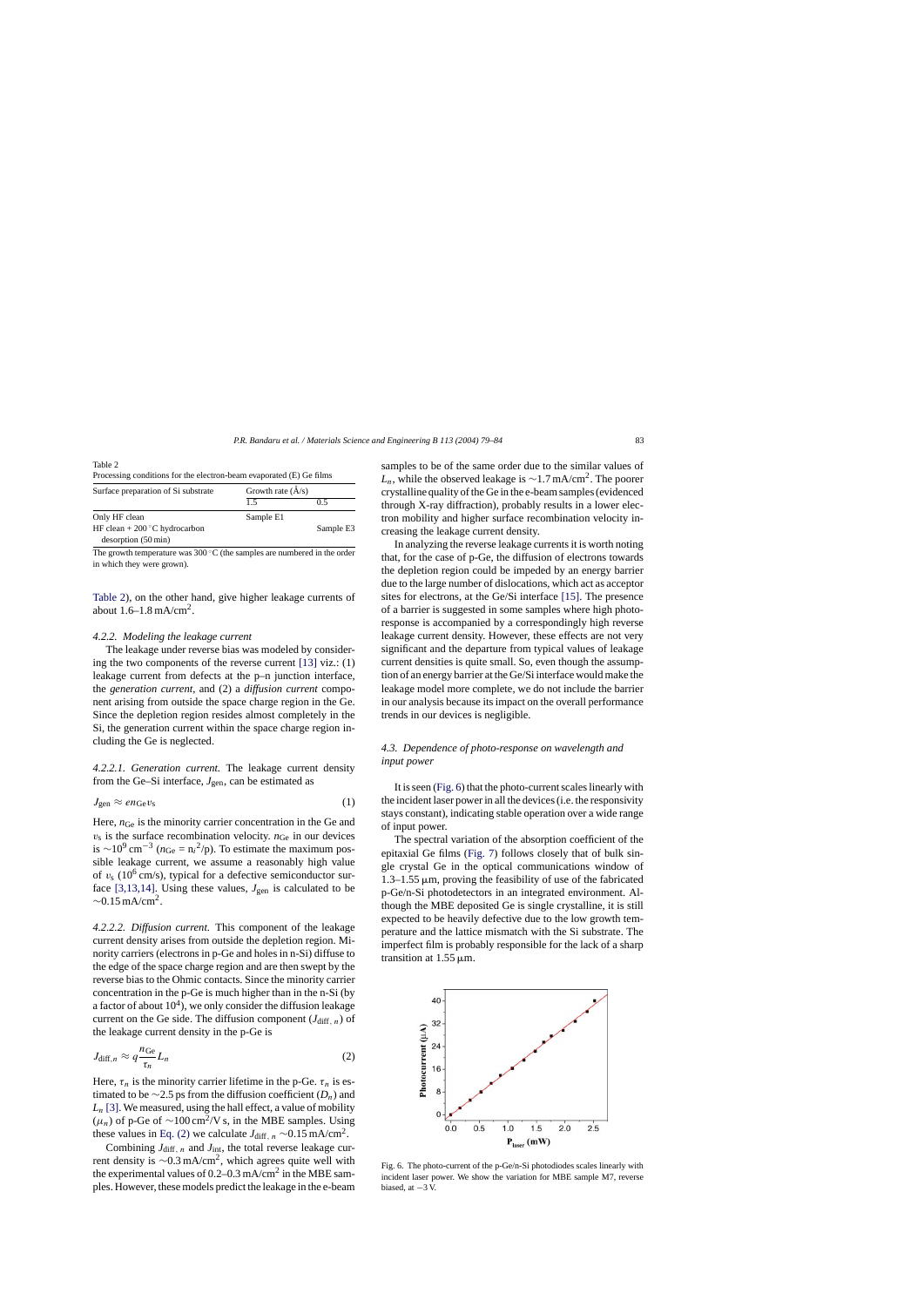Table 2
Processing conditions for the electron-beam evaporated (E) Ge films

| Surface preparation of Si substrate | Growth rate (Å/s) | |
|---|---|---|
| | 1.5 | 0.5 |
| Only HF clean | Sample E1 | |
| HF clean + 200 °C hydrocarbon desorption (50 min) | | Sample E3 |

The growth temperature was 300 °C (the samples are numbered in the order in which they were grown).

Table 2), on the other hand, give higher leakage currents of about 1.6–1.8 mA/cm$^2$.

#### 4.2.2. Modeling the leakage current

The leakage under reverse bias was modeled by considering the two components of the reverse current [13] viz.: (1) leakage current from defects at the p–n junction interface, the *generation current*, and (2) a *diffusion current* component arising from outside the space charge region in the Ge. Since the depletion region resides almost completely in the Si, the generation current within the space charge region including the Ge is neglected.

*4.2.2.1. Generation current.* The leakage current density from the Ge–Si interface, $J_{\text{gen}}$, can be estimated as

$$J_{\text{gen}} \approx e n_{\text{Ge}} v_{\text{S}} \tag{1}$$

Here, $n_{\text{Ge}}$ is the minority carrier concentration in the Ge and $v_{\text{s}}$ is the surface recombination velocity. $n_{\text{Ge}}$ in our devices is $\sim 10^9\,\text{cm}^{-3}$ ($n_{\text{Ge}} = n_i^2/p$). To estimate the maximum possible leakage current, we assume a reasonably high value of $v_{\text{s}}$ ($10^6$ cm/s), typical for a defective semiconductor surface [3,13,14]. Using these values, $J_{\text{gen}}$ is calculated to be $\sim$0.15 mA/cm$^2$.

*4.2.2.2. Diffusion current.* This component of the leakage current density arises from outside the depletion region. Minority carriers (electrons in p-Ge and holes in n-Si) diffuse to the edge of the space charge region and are then swept by the reverse bias to the Ohmic contacts. Since the minority carrier concentration in the p-Ge is much higher than in the n-Si (by a factor of about $10^4$), we only consider the diffusion leakage current on the Ge side. The diffusion component ($J_{\text{diff},\,n}$) of the leakage current density in the p-Ge is

$$J_{\text{diff},n} \approx q \frac{n_{\text{Ge}}}{\tau_n} L_n \tag{2}$$

Here, $\tau_n$ is the minority carrier lifetime in the p-Ge. $\tau_n$ is estimated to be $\sim$2.5 ps from the diffusion coefficient ($D_n$) and $L_n$ [3]. We measured, using the hall effect, a value of mobility ($\mu_n$) of p-Ge of $\sim$100 cm$^2$/V s, in the MBE samples. Using these values in Eq. (2) we calculate $J_{\text{diff},\,n}$ $\sim$0.15 mA/cm$^2$.

Combining $J_{\text{diff},\,n}$ and $J_{\text{int}}$, the total reverse leakage current density is $\sim$0.3 mA/cm$^2$, which agrees quite well with the experimental values of 0.2–0.3 mA/cm$^2$ in the MBE samples. However, these models predict the leakage in the e-beam samples to be of the same order due to the similar values of $L_n$, while the observed leakage is $\sim$1.7 mA/cm$^2$. The poorer crystalline quality of the Ge in the e-beam samples (evidenced through X-ray diffraction), probably results in a lower electron mobility and higher surface recombination velocity increasing the leakage current density.

In analyzing the reverse leakage currents it is worth noting that, for the case of p-Ge, the diffusion of electrons towards the depletion region could be impeded by an energy barrier due to the large number of dislocations, which act as acceptor sites for electrons, at the Ge/Si interface [15]. The presence of a barrier is suggested in some samples where high photoresponse is accompanied by a correspondingly high reverse leakage current density. However, these effects are not very significant and the departure from typical values of leakage current densities is quite small. So, even though the assumption of an energy barrier at the Ge/Si interface would make the leakage model more complete, we do not include the barrier in our analysis because its impact on the overall performance trends in our devices is negligible.

### 4.3. Dependence of photo-response on wavelength and input power

It is seen (Fig. 6) that the photo-current scales linearly with the incident laser power in all the devices (i.e. the responsivity stays constant), indicating stable operation over a wide range of input power.

The spectral variation of the absorption coefficient of the epitaxial Ge films (Fig. 7) follows closely that of bulk single crystal Ge in the optical communications window of 1.3–1.55 μm, proving the feasibility of use of the fabricated p-Ge/n-Si photodetectors in an integrated environment. Although the MBE deposited Ge is single crystalline, it is still expected to be heavily defective due to the low growth temperature and the lattice mismatch with the Si substrate. The imperfect film is probably responsible for the lack of a sharp transition at 1.55 μm.

Fig. 6. The photo-current of the p-Ge/n-Si photodiodes scales linearly with incident laser power. We show the variation for MBE sample M7, reverse biased, at −3 V.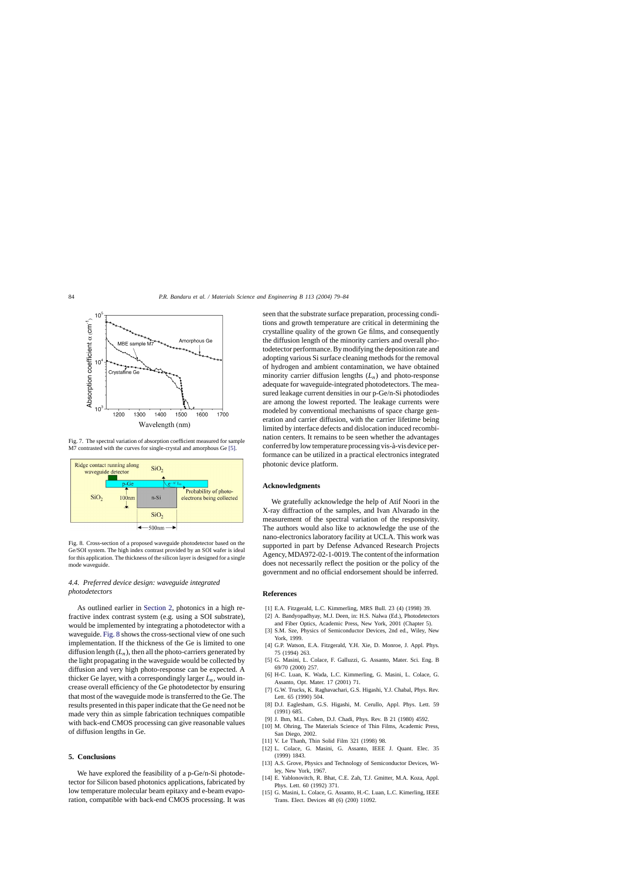Absorption coefficient α (cm$^{-1}$)

$10^5$

$10^4$

$10^3$

MBE sample M7

Amorphous Ge

Crystalline Ge

1200 1300 1400 1500 1600 1700

Wavelength (nm)

Fig. 7. The spectral variation of absorption coefficient measured for sample M7 contrasted with the curves for single-crystal and amorphous Ge [5].

Ridge contact running along waveguide detector

$SiO_2$

p-Ge

$e^{-x/L_n}$

Probability of photo-electrons being collected

$SiO_2$

100nm

n-Si

$SiO_2$

500nm

Fig. 8. Cross-section of a proposed waveguide photodetector based on the Ge/SOI system. The high index contrast provided by an SOI wafer is ideal for this application. The thickness of the silicon layer is designed for a single mode waveguide.

### 4.4. Preferred device design: waveguide integrated photodetectors

As outlined earlier in Section 2, photonics in a high refractive index contrast system (e.g. using a SOI substrate), would be implemented by integrating a photodetector with a waveguide. Fig. 8 shows the cross-sectional view of one such implementation. If the thickness of the Ge is limited to one diffusion length ($L_n$), then all the photo-carriers generated by the light propagating in the waveguide would be collected by diffusion and very high photo-response can be expected. A thicker Ge layer, with a correspondingly larger $L_n$, would increase overall efficiency of the Ge photodetector by ensuring that most of the waveguide mode is transferred to the Ge. The results presented in this paper indicate that the Ge need not be made very thin as simple fabrication techniques compatible with back-end CMOS processing can give reasonable values of diffusion lengths in Ge.

## 5. Conclusions

We have explored the feasibility of a p-Ge/n-Si photodetector for Silicon based photonics applications, fabricated by low temperature molecular beam epitaxy and e-beam evaporation, compatible with back-end CMOS processing. It was seen that the substrate surface preparation, processing conditions and growth temperature are critical in determining the crystalline quality of the grown Ge films, and consequently the diffusion length of the minority carriers and overall photodetector performance. By modifying the deposition rate and adopting various Si surface cleaning methods for the removal of hydrogen and ambient contamination, we have obtained minority carrier diffusion lengths ($L_n$) and photo-response adequate for waveguide-integrated photodetectors. The measured leakage current densities in our p-Ge/n-Si photodiodes are among the lowest reported. The leakage currents were modeled by conventional mechanisms of space charge generation and carrier diffusion, with the carrier lifetime being limited by interface defects and dislocation induced recombination centers. It remains to be seen whether the advantages conferred by low temperature processing vis-à-vis device performance can be utilized in a practical electronics integrated photonic device platform.

## Acknowledgments

We gratefully acknowledge the help of Atif Noori in the X-ray diffraction of the samples, and Ivan Alvarado in the measurement of the spectral variation of the responsivity. The authors would also like to acknowledge the use of the nano-electronics laboratory facility at UCLA. This work was supported in part by Defense Advanced Research Projects Agency, MDA972-02-1-0019. The content of the information does not necessarily reflect the position or the policy of the government and no official endorsement should be inferred.

## References

[1] E.A. Fitzgerald, L.C. Kimmerling, MRS Bull. 23 (4) (1998) 39.

[2] A. Bandyopadhyay, M.J. Deen, in: H.S. Nalwa (Ed.), Photodetectors and Fiber Optics, Academic Press, New York, 2001 (Chapter 5).

[3] S.M. Sze, Physics of Semiconductor Devices, 2nd ed., Wiley, New York, 1999.

[4] G.P. Watson, E.A. Fitzgerald, Y.H. Xie, D. Monroe, J. Appl. Phys. 75 (1994) 263.

[5] G. Masini, L. Colace, F. Galluzzi, G. Assanto, Mater. Sci. Eng. B 69/70 (2000) 257.

[6] H-C. Luan, K. Wada, L.C. Kimmerling, G. Masini, L. Colace, G. Assanto, Opt. Mater. 17 (2001) 71.

[7] G.W. Trucks, K. Raghavachari, G.S. Higashi, Y.J. Chabal, Phys. Rev. Lett. 65 (1990) 504.

[8] D.J. Eaglesham, G.S. Higashi, M. Cerullo, Appl. Phys. Lett. 59 (1991) 685.

[9] J. Ihm, M.L. Cohen, D.J. Chadi, Phys. Rev. B 21 (1980) 4592.

[10] M. Ohring, The Materials Science of Thin Films, Academic Press, San Diego, 2002.

[11] V. Le Thanh, Thin Solid Film 321 (1998) 98.

[12] L. Colace, G. Masini, G. Assanto, IEEE J. Quant. Elec. 35 (1999) 1843.

[13] A.S. Grove, Physics and Technology of Semiconductor Devices, Wiley, New York, 1967.

[14] E. Yablonovitch, R. Bhat, C.E. Zah, T.J. Gmitter, M.A. Koza, Appl. Phys. Lett. 60 (1992) 371.

[15] G. Masini, L. Colace, G. Assanto, H.-C. Luan, L.C. Kimerling, IEEE Trans. Elect. Devices 48 (6) (200) 11092.